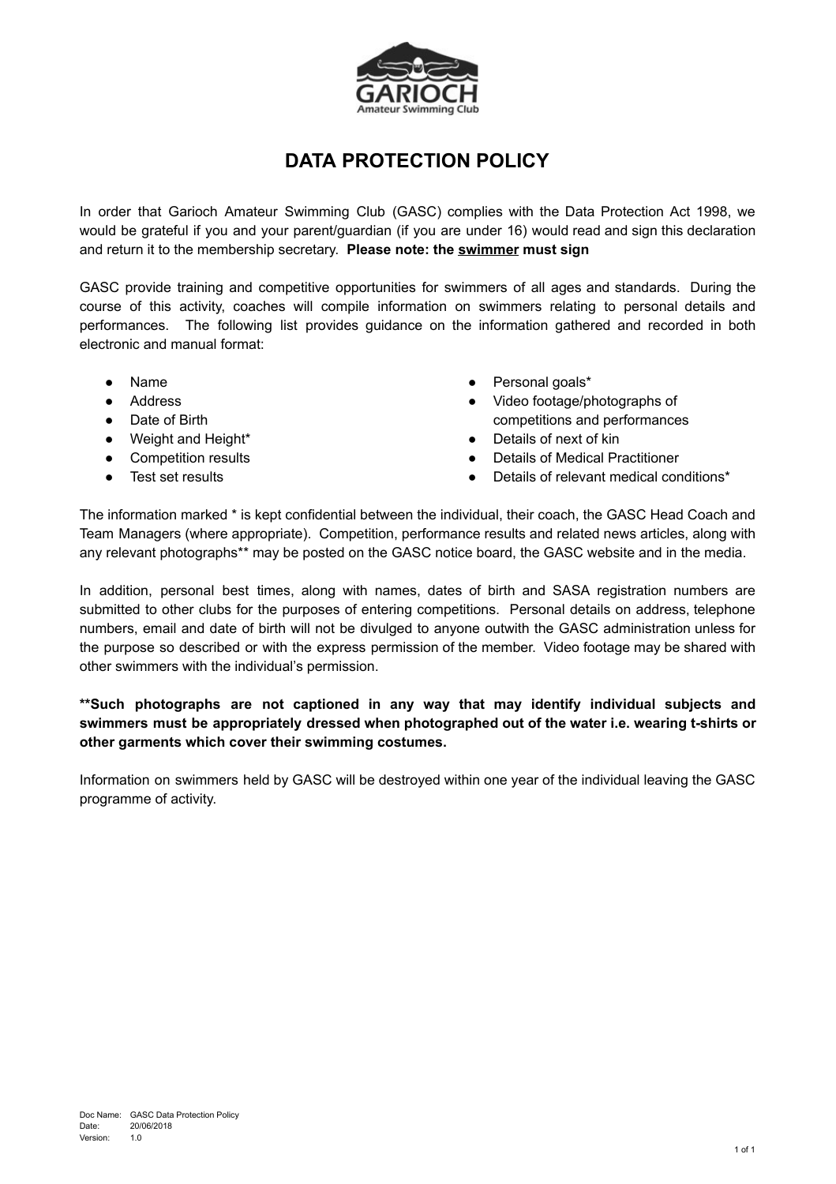GARIOCH
Amateur Swimming Club

# DATA PROTECTION POLICY

In order that Garioch Amateur Swimming Club (GASC) complies with the Data Protection Act 1998, we would be grateful if you and your parent/guardian (if you are under 16) would read and sign this declaration and return it to the membership secretary. **Please note: the <u>swimmer</u> must sign**

GASC provide training and competitive opportunities for swimmers of all ages and standards. During the course of this activity, coaches will compile information on swimmers relating to personal details and performances. The following list provides guidance on the information gathered and recorded in both electronic and manual format:

- Name
- Address
- Date of Birth
- Weight and Height*
- Competition results
- Test set results
- Personal goals*
- Video footage/photographs of competitions and performances
- Details of next of kin
- Details of Medical Practitioner
- Details of relevant medical conditions*

The information marked * is kept confidential between the individual, their coach, the GASC Head Coach and Team Managers (where appropriate). Competition, performance results and related news articles, along with any relevant photographs** may be posted on the GASC notice board, the GASC website and in the media.

In addition, personal best times, along with names, dates of birth and SASA registration numbers are submitted to other clubs for the purposes of entering competitions. Personal details on address, telephone numbers, email and date of birth will not be divulged to anyone outwith the GASC administration unless for the purpose so described or with the express permission of the member. Video footage may be shared with other swimmers with the individual's permission.

****Such photographs are not captioned in any way that may identify individual subjects and swimmers must be appropriately dressed when photographed out of the water i.e. wearing t-shirts or other garments which cover their swimming costumes.**

Information on swimmers held by GASC will be destroyed within one year of the individual leaving the GASC programme of activity.

Doc Name: GASC Data Protection Policy
Date: 20/06/2018
Version: 1.0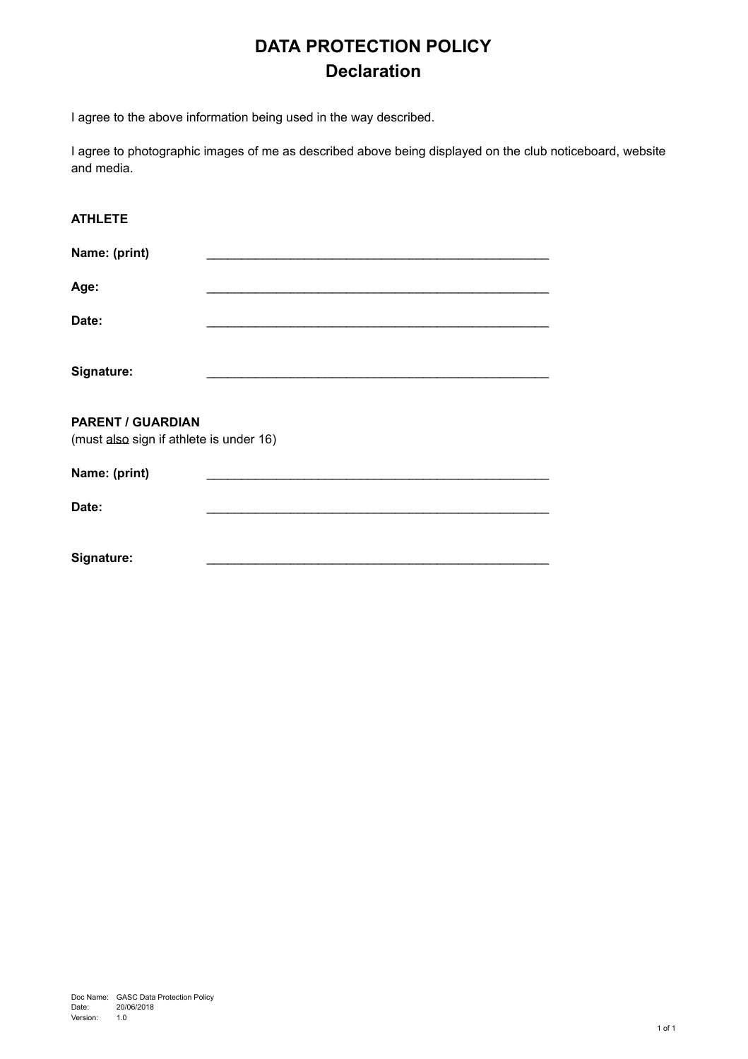# DATA PROTECTION POLICY
## Declaration

I agree to the above information being used in the way described.

I agree to photographic images of me as described above being displayed on the club noticeboard, website and media.

**ATHLETE**

**Name: (print)** ________________________________________________

**Age:** ________________________________________________

**Date:** ________________________________________________

**Signature:** ________________________________________________

**PARENT / GUARDIAN**
(must also sign if athlete is under 16)

**Name: (print)** ________________________________________________

**Date:** ________________________________________________

**Signature:** ________________________________________________

Doc Name: GASC Data Protection Policy
Date: 20/06/2018
Version: 1.0